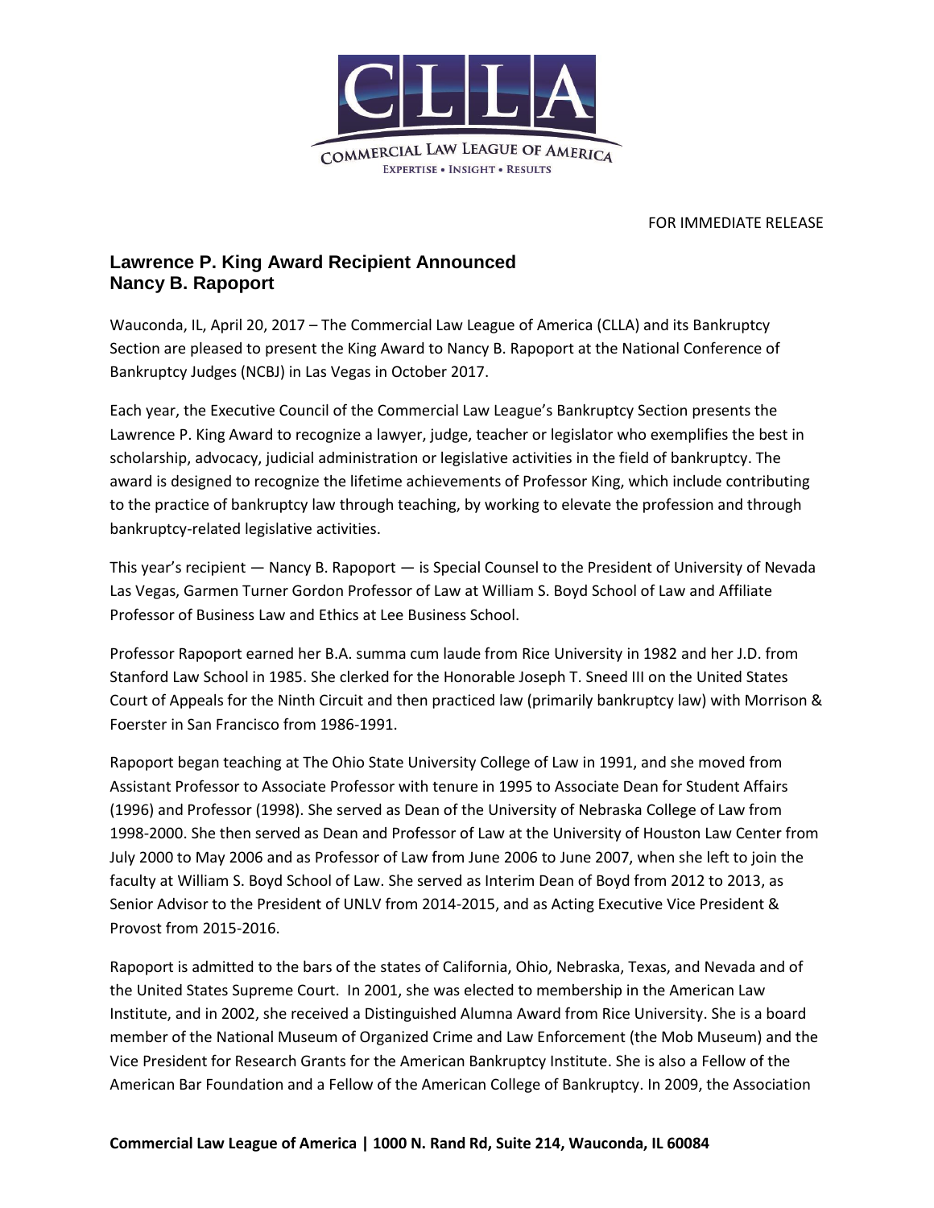COMMERCIAL LAW LEAGUE OF AMERICA

EXPERTISE • INSIGHT • RESULTS

FOR IMMEDIATE RELEASE

## Lawrence P. King Award Recipient Announced
## Nancy B. Rapoport

Wauconda, IL, April 20, 2017 – The Commercial Law League of America (CLLA) and its Bankruptcy Section are pleased to present the King Award to Nancy B. Rapoport at the National Conference of Bankruptcy Judges (NCBJ) in Las Vegas in October 2017.

Each year, the Executive Council of the Commercial Law League's Bankruptcy Section presents the Lawrence P. King Award to recognize a lawyer, judge, teacher or legislator who exemplifies the best in scholarship, advocacy, judicial administration or legislative activities in the field of bankruptcy. The award is designed to recognize the lifetime achievements of Professor King, which include contributing to the practice of bankruptcy law through teaching, by working to elevate the profession and through bankruptcy-related legislative activities.

This year's recipient — Nancy B. Rapoport — is Special Counsel to the President of University of Nevada Las Vegas, Garmen Turner Gordon Professor of Law at William S. Boyd School of Law and Affiliate Professor of Business Law and Ethics at Lee Business School.

Professor Rapoport earned her B.A. summa cum laude from Rice University in 1982 and her J.D. from Stanford Law School in 1985. She clerked for the Honorable Joseph T. Sneed III on the United States Court of Appeals for the Ninth Circuit and then practiced law (primarily bankruptcy law) with Morrison & Foerster in San Francisco from 1986-1991.

Rapoport began teaching at The Ohio State University College of Law in 1991, and she moved from Assistant Professor to Associate Professor with tenure in 1995 to Associate Dean for Student Affairs (1996) and Professor (1998). She served as Dean of the University of Nebraska College of Law from 1998-2000. She then served as Dean and Professor of Law at the University of Houston Law Center from July 2000 to May 2006 and as Professor of Law from June 2006 to June 2007, when she left to join the faculty at William S. Boyd School of Law. She served as Interim Dean of Boyd from 2012 to 2013, as Senior Advisor to the President of UNLV from 2014-2015, and as Acting Executive Vice President & Provost from 2015-2016.

Rapoport is admitted to the bars of the states of California, Ohio, Nebraska, Texas, and Nevada and of the United States Supreme Court. In 2001, she was elected to membership in the American Law Institute, and in 2002, she received a Distinguished Alumna Award from Rice University. She is a board member of the National Museum of Organized Crime and Law Enforcement (the Mob Museum) and the Vice President for Research Grants for the American Bankruptcy Institute. She is also a Fellow of the American Bar Foundation and a Fellow of the American College of Bankruptcy. In 2009, the Association

**Commercial Law League of America | 1000 N. Rand Rd, Suite 214, Wauconda, IL 60084**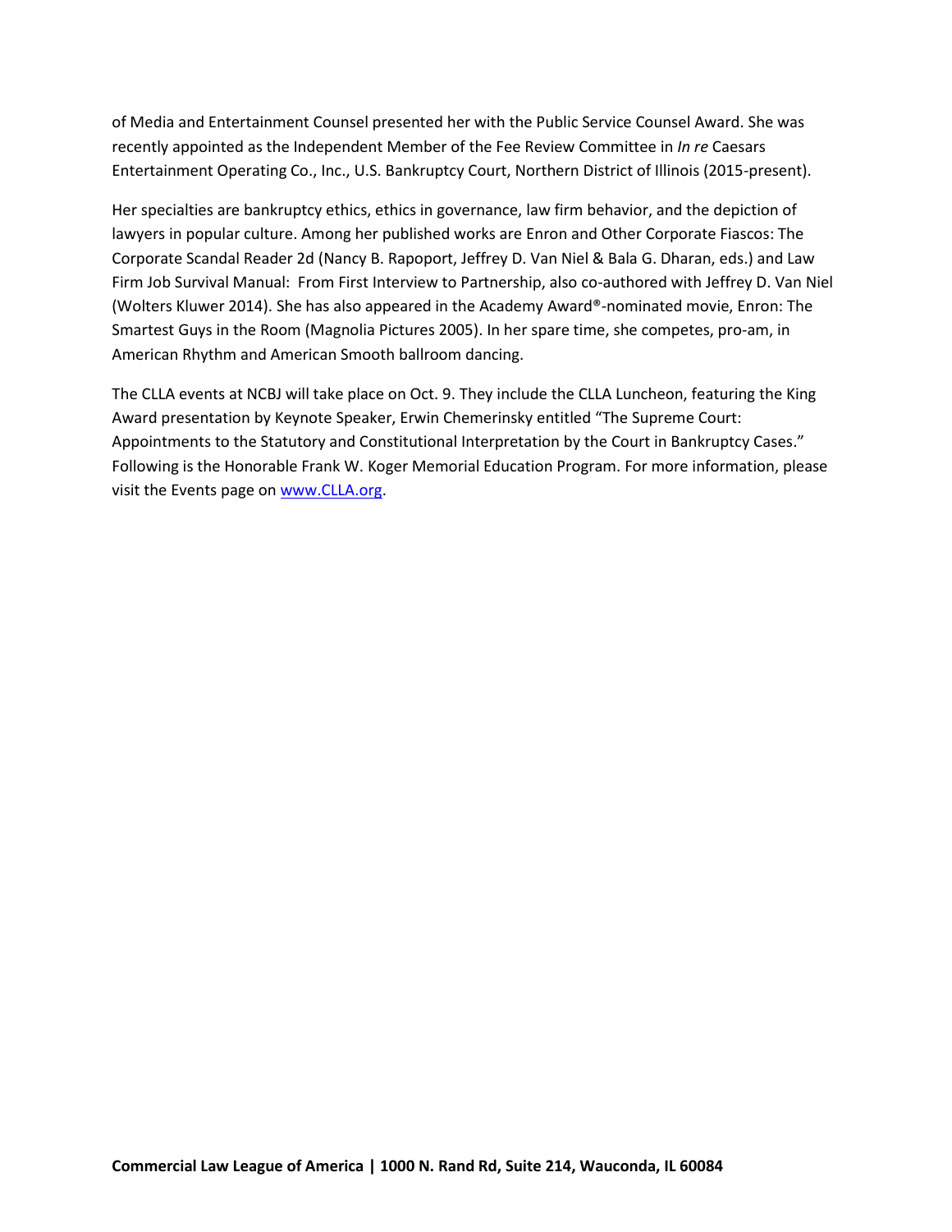of Media and Entertainment Counsel presented her with the Public Service Counsel Award. She was recently appointed as the Independent Member of the Fee Review Committee in *In re* Caesars Entertainment Operating Co., Inc., U.S. Bankruptcy Court, Northern District of Illinois (2015-present).

Her specialties are bankruptcy ethics, ethics in governance, law firm behavior, and the depiction of lawyers in popular culture. Among her published works are Enron and Other Corporate Fiascos: The Corporate Scandal Reader 2d (Nancy B. Rapoport, Jeffrey D. Van Niel & Bala G. Dharan, eds.) and Law Firm Job Survival Manual: From First Interview to Partnership, also co-authored with Jeffrey D. Van Niel (Wolters Kluwer 2014). She has also appeared in the Academy Award®-nominated movie, Enron: The Smartest Guys in the Room (Magnolia Pictures 2005). In her spare time, she competes, pro-am, in American Rhythm and American Smooth ballroom dancing.

The CLLA events at NCBJ will take place on Oct. 9. They include the CLLA Luncheon, featuring the King Award presentation by Keynote Speaker, Erwin Chemerinsky entitled "The Supreme Court: Appointments to the Statutory and Constitutional Interpretation by the Court in Bankruptcy Cases." Following is the Honorable Frank W. Koger Memorial Education Program. For more information, please visit the Events page on www.CLLA.org.

**Commercial Law League of America | 1000 N. Rand Rd, Suite 214, Wauconda, IL 60084**